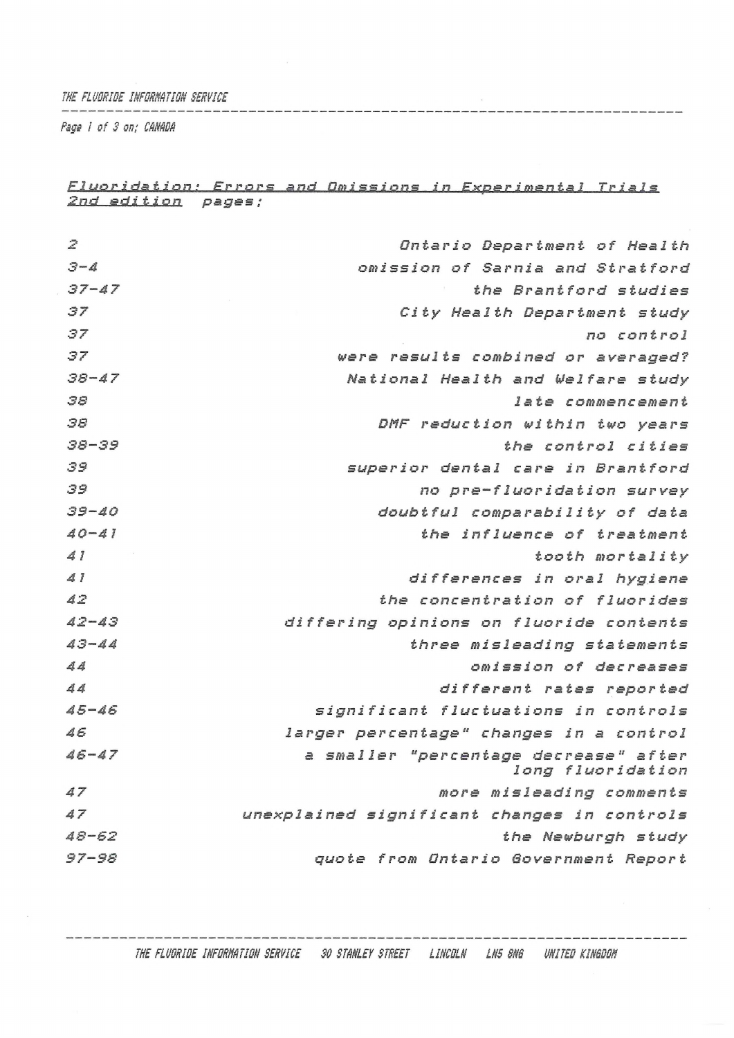## Fluoridation: Errors and Omissions in Experimental Trials 2nd edition pages;

| Pages | Topic |
|---|---|
| 2 | Ontario Department of Health |
| 3-4 | omission of Sarnia and Stratford |
| 37-47 | the Brantford studies |
| 37 | City Health Department study |
| 37 | no control |
| 37 | were results combined or averaged? |
| 38-47 | National Health and Welfare study |
| 38 | late commencement |
| 38 | DMF reduction within two years |
| 38-39 | the control cities |
| 39 | superior dental care in Brantford |
| 39 | no pre-fluoridation survey |
| 39-40 | doubtful comparability of data |
| 40-41 | the influence of treatment |
| 41 | tooth mortality |
| 41 | differences in oral hygiene |
| 42 | the concentration of fluorides |
| 42-43 | differing opinions on fluoride contents |
| 43-44 | three misleading statements |
| 44 | omission of decreases |
| 44 | different rates reported |
| 45-46 | significant fluctuations in controls |
| 46 | larger percentage" changes in a control |
| 46-47 | a smaller "percentage decrease" after long fluoridation |
| 47 | more misleading comments |
| 47 | unexplained significant changes in controls |
| 48-62 | the Newburgh study |
| 97-98 | quote from Ontario Government Report |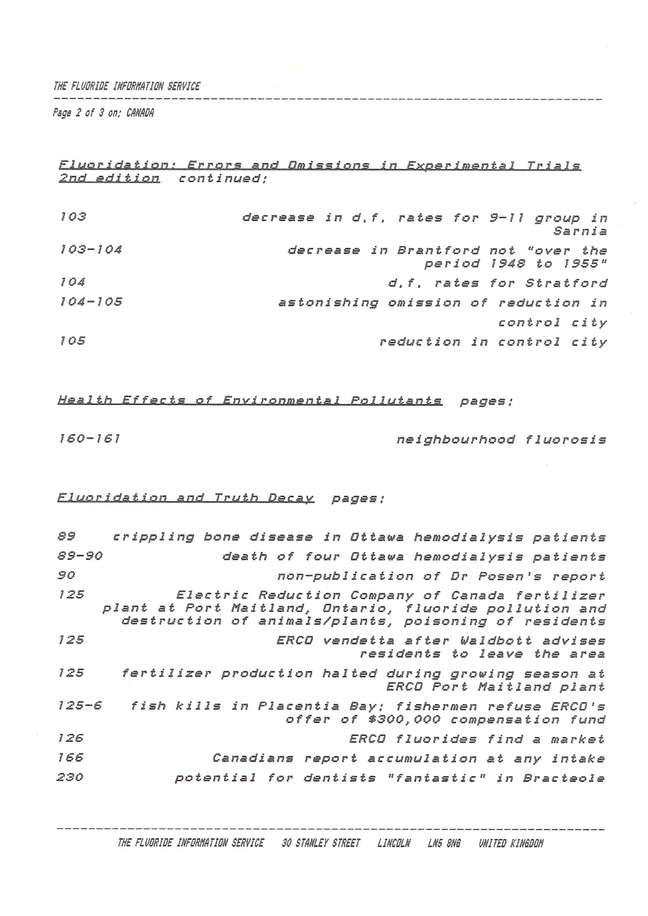Fluoridation: Errors and Omissions in Experimental Trials 2nd edition continued:

| | |
|---|---|
| 103 | decrease in d.f. rates for 9-11 group in Sarnia |
| 103-104 | decrease in Brantford not "over the period 1948 to 1955" |
| 104 | d.f. rates for Stratford |
| 104-105 | astonishing omission of reduction in control city |
| 105 | reduction in control city |

Health Effects of Environmental Pollutants pages:

| | |
|---|---|
| 160-161 | neighbourhood fluorosis |

Fluoridation and Truth Decay pages:

| | |
|---|---|
| 89 | crippling bone disease in Ottawa hemodialysis patients |
| 89-90 | death of four Ottawa hemodialysis patients |
| 90 | non-publication of Dr Posen's report |
| 125 | Electric Reduction Company of Canada fertilizer plant at Port Maitland, Ontario, fluoride pollution and destruction of animals/plants, poisoning of residents |
| 125 | ERCO vendetta after Waldbott advises residents to leave the area |
| 125 | fertilizer production halted during growing season at ERCO Port Maitland plant |
| 125-6 | fish kills in Placentia Bay; fishermen refuse ERCO's offer of $300,000 compensation fund |
| 126 | ERCO fluorides find a market |
| 166 | Canadians report accumulation at any intake |
| 230 | potential for dentists "fantastic" in Bracteole |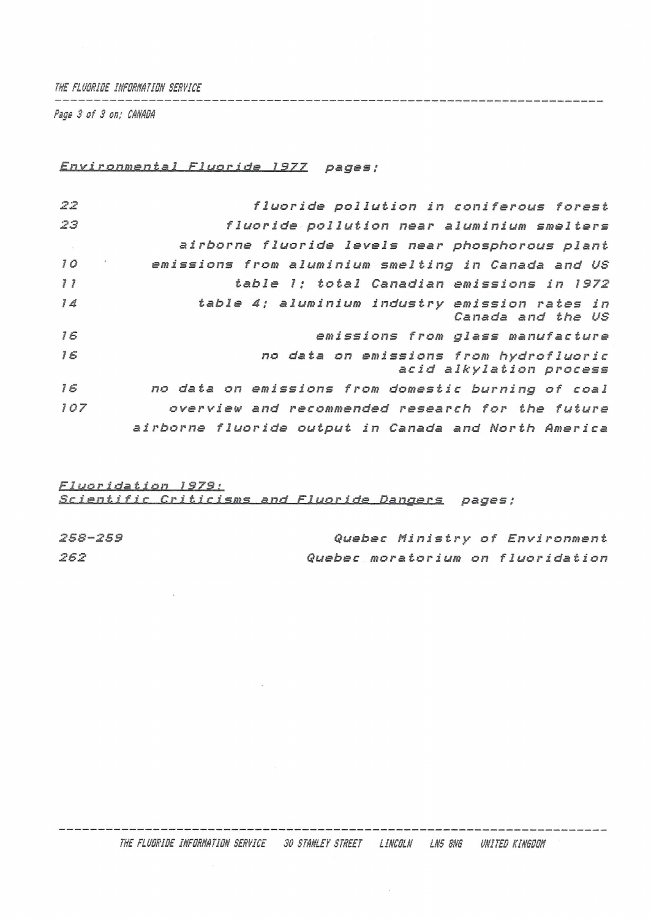*Environmental Fluoride 1977* pages:

| | |
|---|---|
| 22 | fluoride pollution in coniferous forest |
| 23 | fluoride pollution near aluminium smelters |
| | airborne fluoride levels near phosphorous plant |
| 10 | emissions from aluminium smelting in Canada and US |
| 11 | table 1: total Canadian emissions in 1972 |
| 14 | table 4: aluminium industry emission rates in Canada and the US |
| 16 | emissions from glass manufacture |
| 16 | no data on emissions from hydrofluoric acid alkylation process |
| 16 | no data on emissions from domestic burning of coal |
| 107 | overview and recommended research for the future |
| | airborne fluoride output in Canada and North America |

*Fluoridation 1979: Scientific Criticisms and Fluoride Dangers* pages:

| | |
|---|---|
| 258-259 | Quebec Ministry of Environment |
| 262 | Quebec moratorium on fluoridation |